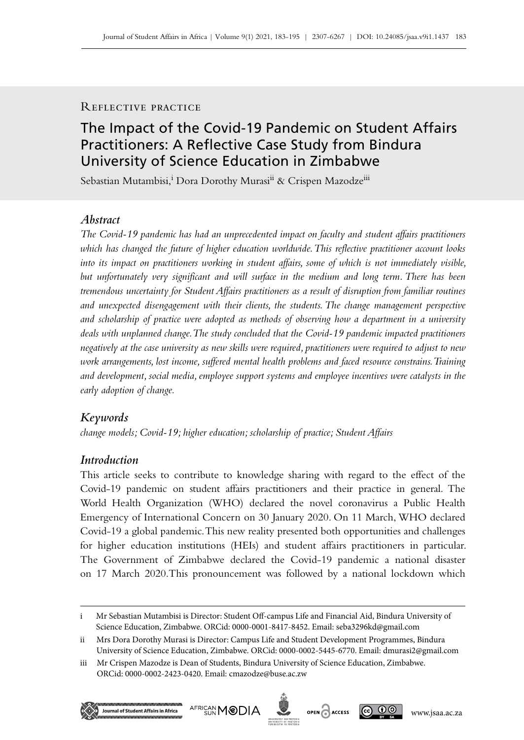Reflective practice

# The Impact of the Covid-19 Pandemic on Student Affairs Practitioners: A Reflective Case Study from Bindura University of Science Education in Zimbabwe

Sebastian Mutambisi,[i] Dora Dorothy Murasi[ii] & Crispen Mazodze[iii]

## Abstract

*The Covid-19 pandemic has had an unprecedented impact on faculty and student affairs practitioners which has changed the future of higher education worldwide. This reflective practitioner account looks into its impact on practitioners working in student affairs, some of which is not immediately visible, but unfortunately very significant and will surface in the medium and long term. There has been tremendous uncertainty for Student Affairs practitioners as a result of disruption from familiar routines and unexpected disengagement with their clients, the students. The change management perspective and scholarship of practice were adopted as methods of observing how a department in a university deals with unplanned change. The study concluded that the Covid-19 pandemic impacted practitioners negatively at the case university as new skills were required, practitioners were required to adjust to new work arrangements, lost income, suffered mental health problems and faced resource constrains. Training and development, social media, employee support systems and employee incentives were catalysts in the early adoption of change.*

## Keywords

*change models; Covid-19; higher education; scholarship of practice; Student Affairs*

## Introduction

This article seeks to contribute to knowledge sharing with regard to the effect of the Covid-19 pandemic on student affairs practitioners and their practice in general. The World Health Organization (WHO) declared the novel coronavirus a Public Health Emergency of International Concern on 30 January 2020. On 11 March, WHO declared Covid-19 a global pandemic. This new reality presented both opportunities and challenges for higher education institutions (HEIs) and student affairs practitioners in particular. The Government of Zimbabwe declared the Covid-19 pandemic a national disaster on 17 March 2020. This pronouncement was followed by a national lockdown which

---

i Mr Sebastian Mutambisi is Director: Student Off-campus Life and Financial Aid, Bindura University of Science Education, Zimbabwe. ORCid: 0000-0001-8417-8452. Email: seba3296kd@gmail.com

ii Mrs Dora Dorothy Murasi is Director: Campus Life and Student Development Programmes, Bindura University of Science Education, Zimbabwe. ORCid: 0000-0002-5445-6770. Email: dmurasi2@gmail.com

iii Mr Crispen Mazodze is Dean of Students, Bindura University of Science Education, Zimbabwe. ORCid: 0000-0002-2423-0420. Email: cmazodze@buse.ac.zw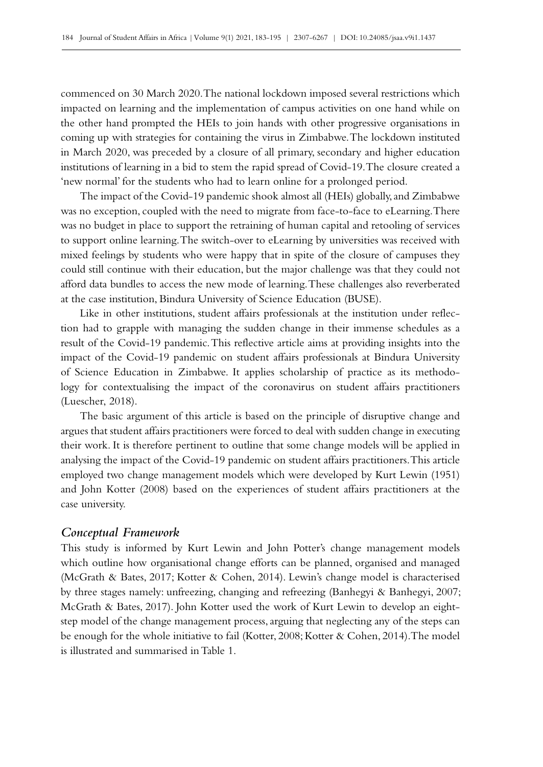commenced on 30 March 2020. The national lockdown imposed several restrictions which impacted on learning and the implementation of campus activities on one hand while on the other hand prompted the HEIs to join hands with other progressive organisations in coming up with strategies for containing the virus in Zimbabwe. The lockdown instituted in March 2020, was preceded by a closure of all primary, secondary and higher education institutions of learning in a bid to stem the rapid spread of Covid-19. The closure created a 'new normal' for the students who had to learn online for a prolonged period.

The impact of the Covid-19 pandemic shook almost all (HEIs) globally, and Zimbabwe was no exception, coupled with the need to migrate from face-to-face to eLearning. There was no budget in place to support the retraining of human capital and retooling of services to support online learning. The switch-over to eLearning by universities was received with mixed feelings by students who were happy that in spite of the closure of campuses they could still continue with their education, but the major challenge was that they could not afford data bundles to access the new mode of learning. These challenges also reverberated at the case institution, Bindura University of Science Education (BUSE).

Like in other institutions, student affairs professionals at the institution under reflection had to grapple with managing the sudden change in their immense schedules as a result of the Covid-19 pandemic. This reflective article aims at providing insights into the impact of the Covid-19 pandemic on student affairs professionals at Bindura University of Science Education in Zimbabwe. It applies scholarship of practice as its methodology for contextualising the impact of the coronavirus on student affairs practitioners (Luescher, 2018).

The basic argument of this article is based on the principle of disruptive change and argues that student affairs practitioners were forced to deal with sudden change in executing their work. It is therefore pertinent to outline that some change models will be applied in analysing the impact of the Covid-19 pandemic on student affairs practitioners. This article employed two change management models which were developed by Kurt Lewin (1951) and John Kotter (2008) based on the experiences of student affairs practitioners at the case university.

### *Conceptual Framework*

This study is informed by Kurt Lewin and John Potter's change management models which outline how organisational change efforts can be planned, organised and managed (McGrath & Bates, 2017; Kotter & Cohen, 2014). Lewin's change model is characterised by three stages namely: unfreezing, changing and refreezing (Banhegyi & Banhegyi, 2007; McGrath & Bates, 2017). John Kotter used the work of Kurt Lewin to develop an eight-step model of the change management process, arguing that neglecting any of the steps can be enough for the whole initiative to fail (Kotter, 2008; Kotter & Cohen, 2014). The model is illustrated and summarised in Table 1.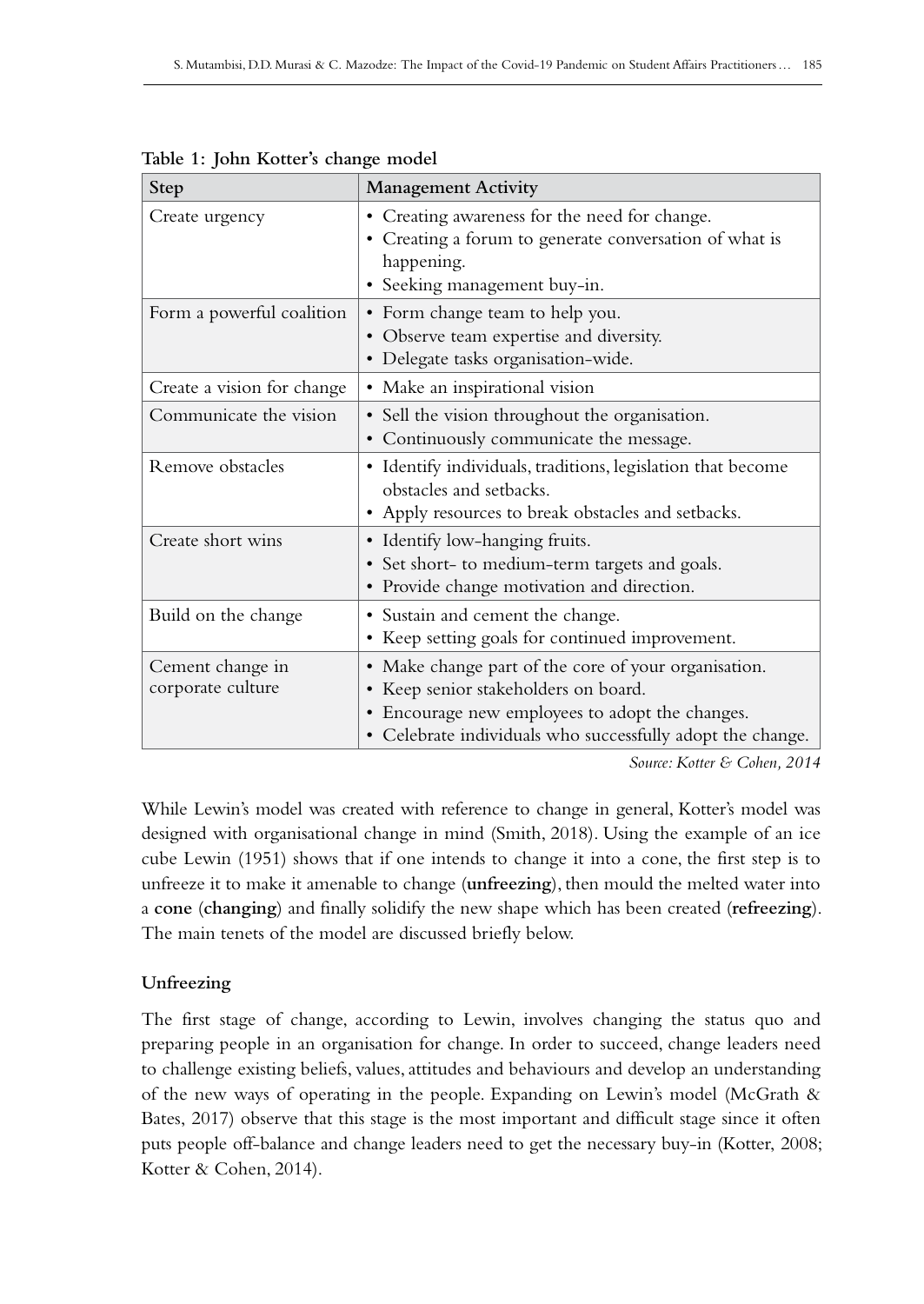**Table 1: John Kotter's change model**

| Step | Management Activity |
|---|---|
| Create urgency | • Creating awareness for the need for change.<br>• Creating a forum to generate conversation of what is happening.<br>• Seeking management buy-in. |
| Form a powerful coalition | • Form change team to help you.<br>• Observe team expertise and diversity.<br>• Delegate tasks organisation-wide. |
| Create a vision for change | • Make an inspirational vision |
| Communicate the vision | • Sell the vision throughout the organisation.<br>• Continuously communicate the message. |
| Remove obstacles | • Identify individuals, traditions, legislation that become obstacles and setbacks.<br>• Apply resources to break obstacles and setbacks. |
| Create short wins | • Identify low-hanging fruits.<br>• Set short- to medium-term targets and goals.<br>• Provide change motivation and direction. |
| Build on the change | • Sustain and cement the change.<br>• Keep setting goals for continued improvement. |
| Cement change in corporate culture | • Make change part of the core of your organisation.<br>• Keep senior stakeholders on board.<br>• Encourage new employees to adopt the changes.<br>• Celebrate individuals who successfully adopt the change. |

*Source: Kotter & Cohen, 2014*

While Lewin's model was created with reference to change in general, Kotter's model was designed with organisational change in mind (Smith, 2018). Using the example of an ice cube Lewin (1951) shows that if one intends to change it into a cone, the first step is to unfreeze it to make it amenable to change (**unfreezing**), then mould the melted water into a **cone** (**changing**) and finally solidify the new shape which has been created (**refreezing**). The main tenets of the model are discussed briefly below.

### Unfreezing

The first stage of change, according to Lewin, involves changing the status quo and preparing people in an organisation for change. In order to succeed, change leaders need to challenge existing beliefs, values, attitudes and behaviours and develop an understanding of the new ways of operating in the people. Expanding on Lewin's model (McGrath & Bates, 2017) observe that this stage is the most important and difficult stage since it often puts people off-balance and change leaders need to get the necessary buy-in (Kotter, 2008; Kotter & Cohen, 2014).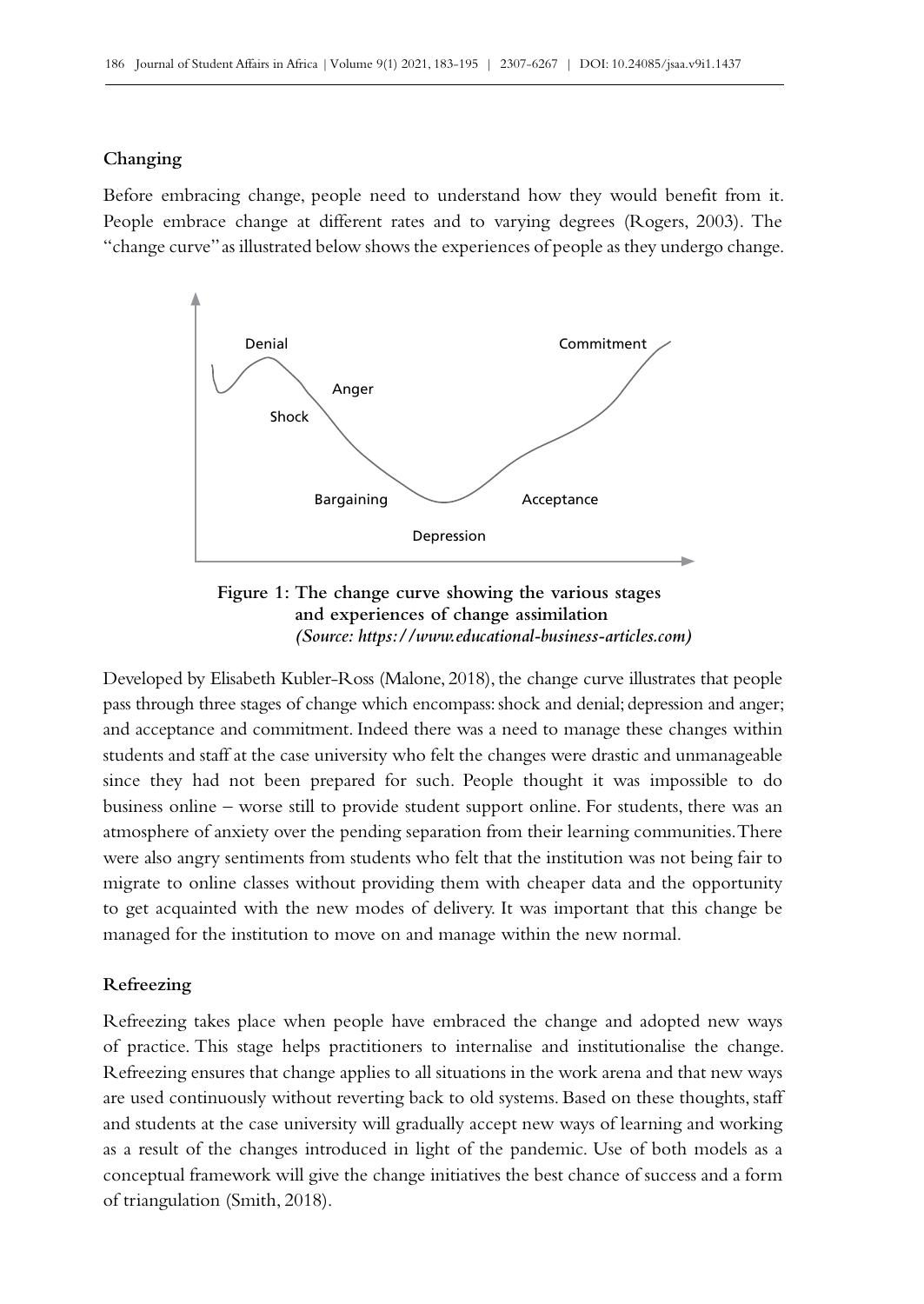### Changing

Before embracing change, people need to understand how they would benefit from it. People embrace change at different rates and to varying degrees (Rogers, 2003). The "change curve" as illustrated below shows the experiences of people as they undergo change.

**Figure 1: The change curve showing the various stages and experiences of change assimilation**
***(Source: https://www.educational-business-articles.com)***

Developed by Elisabeth Kubler-Ross (Malone, 2018), the change curve illustrates that people pass through three stages of change which encompass: shock and denial; depression and anger; and acceptance and commitment. Indeed there was a need to manage these changes within students and staff at the case university who felt the changes were drastic and unmanageable since they had not been prepared for such. People thought it was impossible to do business online – worse still to provide student support online. For students, there was an atmosphere of anxiety over the pending separation from their learning communities. There were also angry sentiments from students who felt that the institution was not being fair to migrate to online classes without providing them with cheaper data and the opportunity to get acquainted with the new modes of delivery. It was important that this change be managed for the institution to move on and manage within the new normal.

### Refreezing

Refreezing takes place when people have embraced the change and adopted new ways of practice. This stage helps practitioners to internalise and institutionalise the change. Refreezing ensures that change applies to all situations in the work arena and that new ways are used continuously without reverting back to old systems. Based on these thoughts, staff and students at the case university will gradually accept new ways of learning and working as a result of the changes introduced in light of the pandemic. Use of both models as a conceptual framework will give the change initiatives the best chance of success and a form of triangulation (Smith, 2018).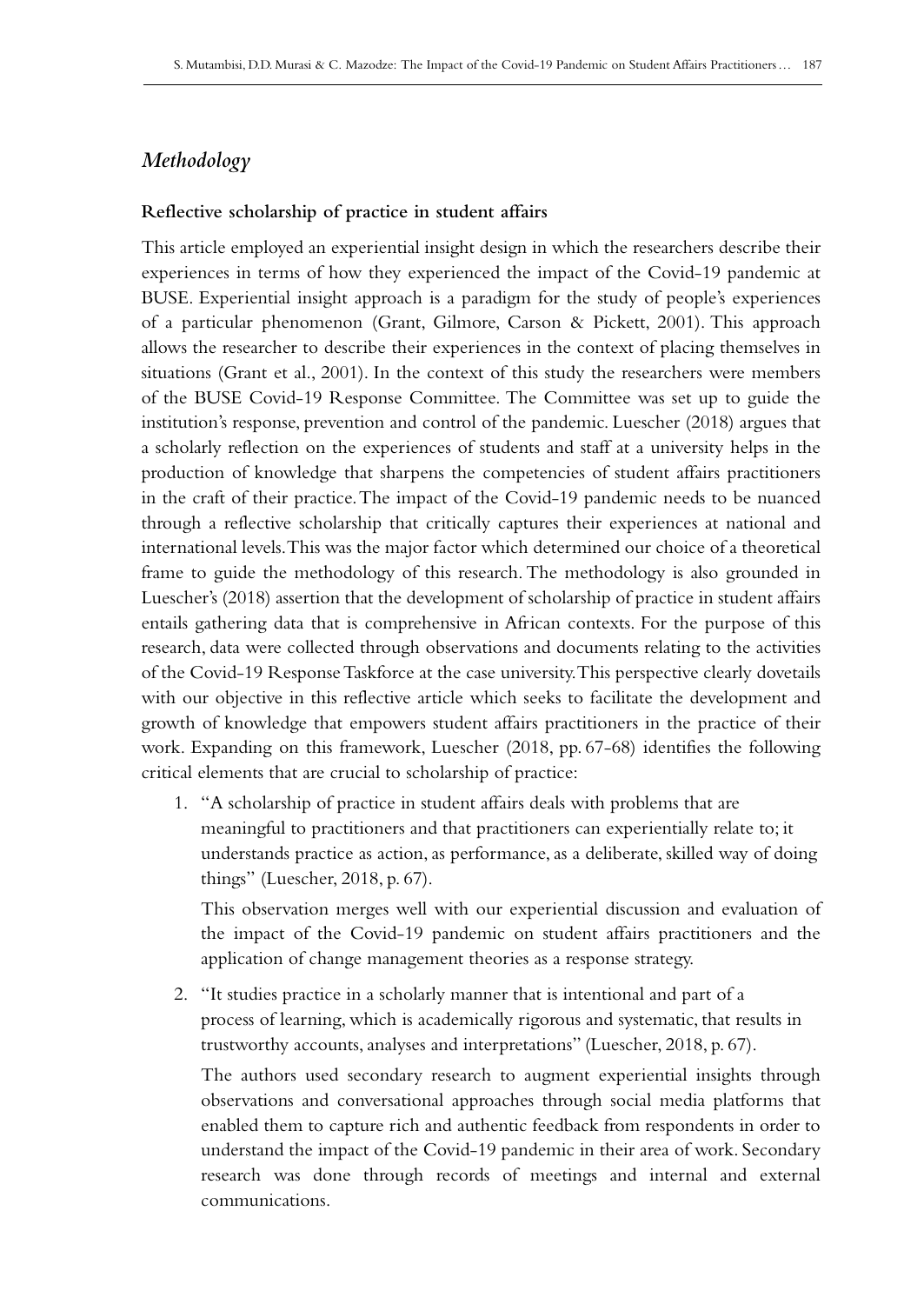## *Methodology*

### Reflective scholarship of practice in student affairs

This article employed an experiential insight design in which the researchers describe their experiences in terms of how they experienced the impact of the Covid-19 pandemic at BUSE. Experiential insight approach is a paradigm for the study of people's experiences of a particular phenomenon (Grant, Gilmore, Carson & Pickett, 2001). This approach allows the researcher to describe their experiences in the context of placing themselves in situations (Grant et al., 2001). In the context of this study the researchers were members of the BUSE Covid-19 Response Committee. The Committee was set up to guide the institution's response, prevention and control of the pandemic. Luescher (2018) argues that a scholarly reflection on the experiences of students and staff at a university helps in the production of knowledge that sharpens the competencies of student affairs practitioners in the craft of their practice. The impact of the Covid-19 pandemic needs to be nuanced through a reflective scholarship that critically captures their experiences at national and international levels. This was the major factor which determined our choice of a theoretical frame to guide the methodology of this research. The methodology is also grounded in Luescher's (2018) assertion that the development of scholarship of practice in student affairs entails gathering data that is comprehensive in African contexts. For the purpose of this research, data were collected through observations and documents relating to the activities of the Covid-19 Response Taskforce at the case university. This perspective clearly dovetails with our objective in this reflective article which seeks to facilitate the development and growth of knowledge that empowers student affairs practitioners in the practice of their work. Expanding on this framework, Luescher (2018, pp. 67-68) identifies the following critical elements that are crucial to scholarship of practice:

1. "A scholarship of practice in student affairs deals with problems that are meaningful to practitioners and that practitioners can experientially relate to; it understands practice as action, as performance, as a deliberate, skilled way of doing things" (Luescher, 2018, p. 67).

   This observation merges well with our experiential discussion and evaluation of the impact of the Covid-19 pandemic on student affairs practitioners and the application of change management theories as a response strategy.

2. "It studies practice in a scholarly manner that is intentional and part of a process of learning, which is academically rigorous and systematic, that results in trustworthy accounts, analyses and interpretations" (Luescher, 2018, p. 67).

   The authors used secondary research to augment experiential insights through observations and conversational approaches through social media platforms that enabled them to capture rich and authentic feedback from respondents in order to understand the impact of the Covid-19 pandemic in their area of work. Secondary research was done through records of meetings and internal and external communications.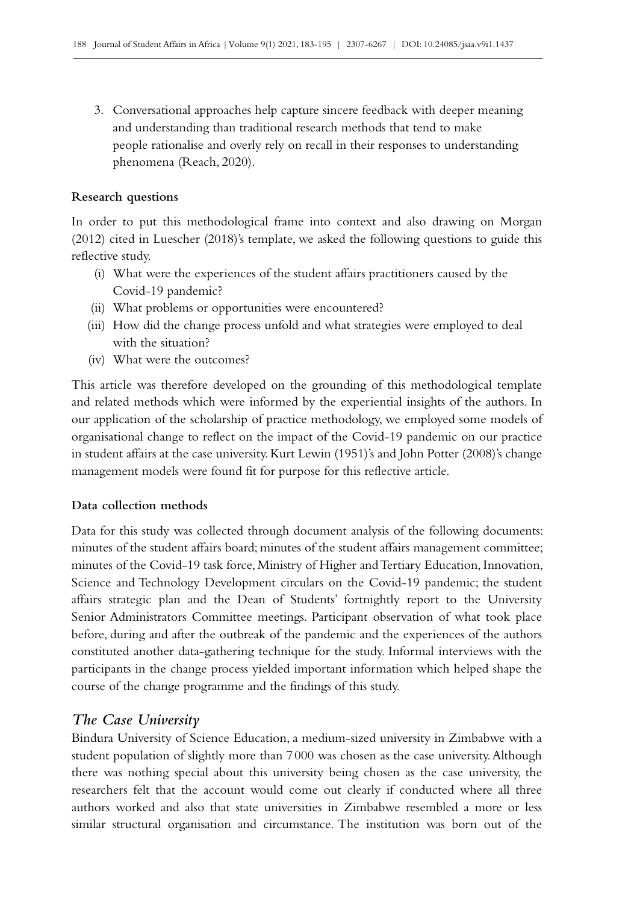3. Conversational approaches help capture sincere feedback with deeper meaning and understanding than traditional research methods that tend to make people rationalise and overly rely on recall in their responses to understanding phenomena (Reach, 2020).

**Research questions**

In order to put this methodological frame into context and also drawing on Morgan (2012) cited in Luescher (2018)'s template, we asked the following questions to guide this reflective study.

(i) What were the experiences of the student affairs practitioners caused by the Covid-19 pandemic?
(ii) What problems or opportunities were encountered?
(iii) How did the change process unfold and what strategies were employed to deal with the situation?
(iv) What were the outcomes?

This article was therefore developed on the grounding of this methodological template and related methods which were informed by the experiential insights of the authors. In our application of the scholarship of practice methodology, we employed some models of organisational change to reflect on the impact of the Covid-19 pandemic on our practice in student affairs at the case university. Kurt Lewin (1951)'s and John Potter (2008)'s change management models were found fit for purpose for this reflective article.

**Data collection methods**

Data for this study was collected through document analysis of the following documents: minutes of the student affairs board; minutes of the student affairs management committee; minutes of the Covid-19 task force, Ministry of Higher and Tertiary Education, Innovation, Science and Technology Development circulars on the Covid-19 pandemic; the student affairs strategic plan and the Dean of Students' fortnightly report to the University Senior Administrators Committee meetings. Participant observation of what took place before, during and after the outbreak of the pandemic and the experiences of the authors constituted another data-gathering technique for the study. Informal interviews with the participants in the change process yielded important information which helped shape the course of the change programme and the findings of this study.

## *The Case University*

Bindura University of Science Education, a medium-sized university in Zimbabwe with a student population of slightly more than 7 000 was chosen as the case university. Although there was nothing special about this university being chosen as the case university, the researchers felt that the account would come out clearly if conducted where all three authors worked and also that state universities in Zimbabwe resembled a more or less similar structural organisation and circumstance. The institution was born out of the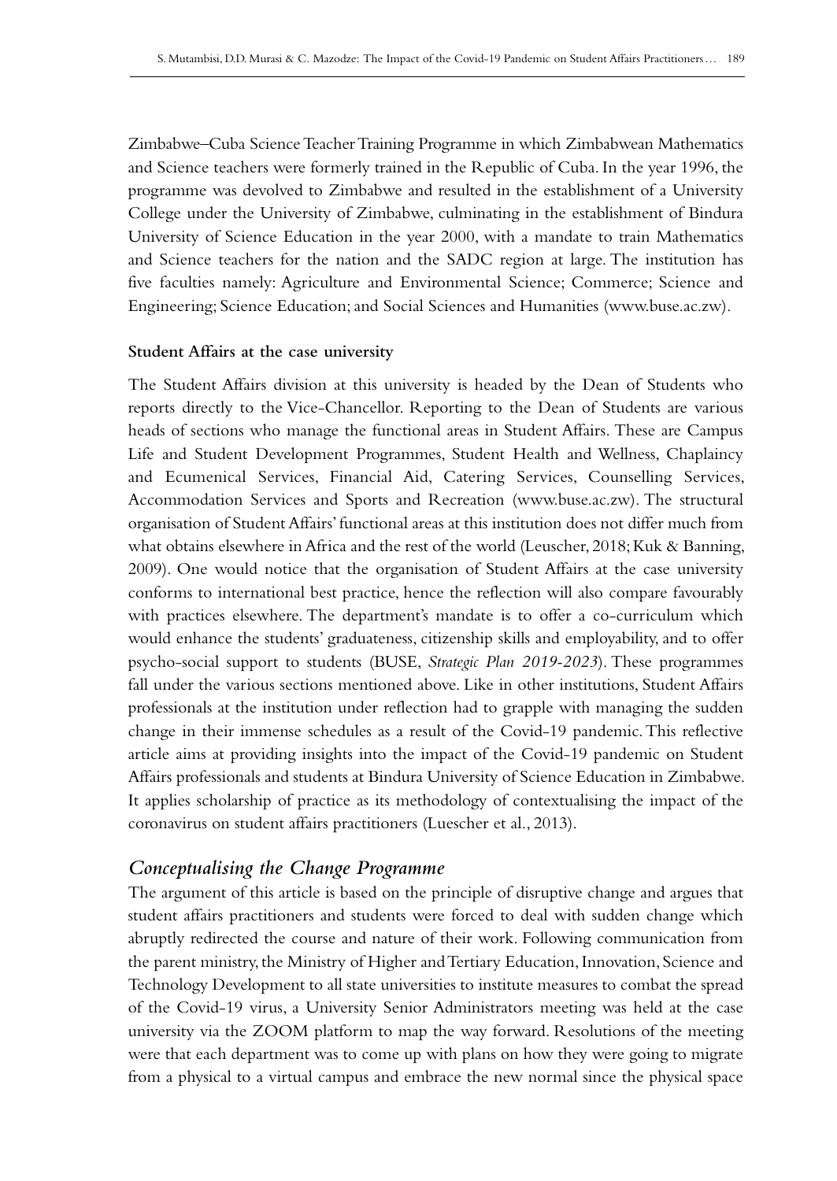Zimbabwe–Cuba Science Teacher Training Programme in which Zimbabwean Mathematics and Science teachers were formerly trained in the Republic of Cuba. In the year 1996, the programme was devolved to Zimbabwe and resulted in the establishment of a University College under the University of Zimbabwe, culminating in the establishment of Bindura University of Science Education in the year 2000, with a mandate to train Mathematics and Science teachers for the nation and the SADC region at large. The institution has five faculties namely: Agriculture and Environmental Science; Commerce; Science and Engineering; Science Education; and Social Sciences and Humanities (www.buse.ac.zw).

**Student Affairs at the case university**

The Student Affairs division at this university is headed by the Dean of Students who reports directly to the Vice-Chancellor. Reporting to the Dean of Students are various heads of sections who manage the functional areas in Student Affairs. These are Campus Life and Student Development Programmes, Student Health and Wellness, Chaplaincy and Ecumenical Services, Financial Aid, Catering Services, Counselling Services, Accommodation Services and Sports and Recreation (www.buse.ac.zw). The structural organisation of Student Affairs' functional areas at this institution does not differ much from what obtains elsewhere in Africa and the rest of the world (Leuscher, 2018; Kuk & Banning, 2009). One would notice that the organisation of Student Affairs at the case university conforms to international best practice, hence the reflection will also compare favourably with practices elsewhere. The department's mandate is to offer a co-curriculum which would enhance the students' graduateness, citizenship skills and employability, and to offer psycho-social support to students (BUSE, *Strategic Plan 2019-2023*). These programmes fall under the various sections mentioned above. Like in other institutions, Student Affairs professionals at the institution under reflection had to grapple with managing the sudden change in their immense schedules as a result of the Covid-19 pandemic. This reflective article aims at providing insights into the impact of the Covid-19 pandemic on Student Affairs professionals and students at Bindura University of Science Education in Zimbabwe. It applies scholarship of practice as its methodology of contextualising the impact of the coronavirus on student affairs practitioners (Luescher et al., 2013).

## *Conceptualising the Change Programme*

The argument of this article is based on the principle of disruptive change and argues that student affairs practitioners and students were forced to deal with sudden change which abruptly redirected the course and nature of their work. Following communication from the parent ministry, the Ministry of Higher and Tertiary Education, Innovation, Science and Technology Development to all state universities to institute measures to combat the spread of the Covid-19 virus, a University Senior Administrators meeting was held at the case university via the ZOOM platform to map the way forward. Resolutions of the meeting were that each department was to come up with plans on how they were going to migrate from a physical to a virtual campus and embrace the new normal since the physical space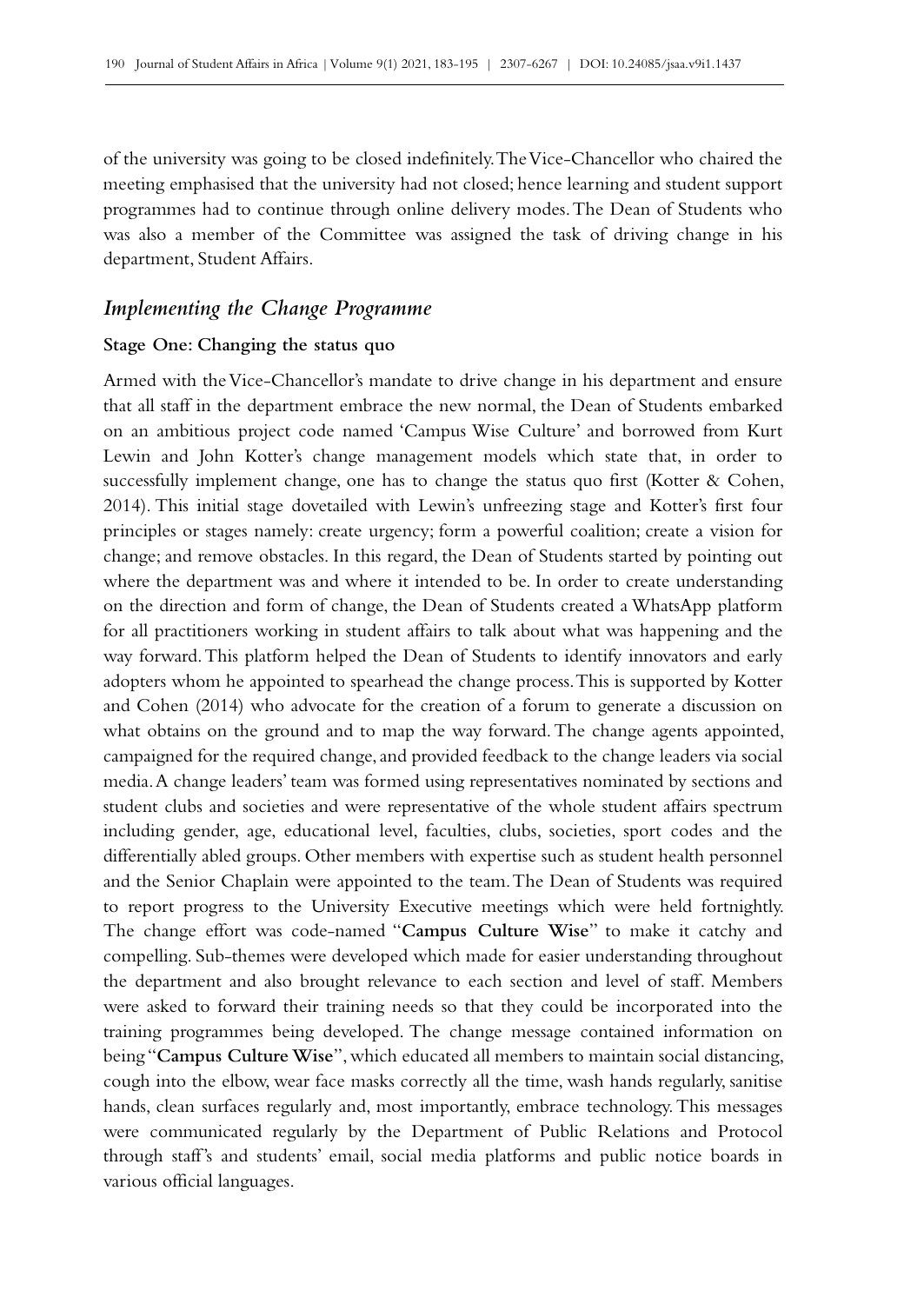of the university was going to be closed indefinitely. The Vice-Chancellor who chaired the meeting emphasised that the university had not closed; hence learning and student support programmes had to continue through online delivery modes. The Dean of Students who was also a member of the Committee was assigned the task of driving change in his department, Student Affairs.

## *Implementing the Change Programme*

### Stage One: Changing the status quo

Armed with the Vice-Chancellor's mandate to drive change in his department and ensure that all staff in the department embrace the new normal, the Dean of Students embarked on an ambitious project code named 'Campus Wise Culture' and borrowed from Kurt Lewin and John Kotter's change management models which state that, in order to successfully implement change, one has to change the status quo first (Kotter & Cohen, 2014). This initial stage dovetailed with Lewin's unfreezing stage and Kotter's first four principles or stages namely: create urgency; form a powerful coalition; create a vision for change; and remove obstacles. In this regard, the Dean of Students started by pointing out where the department was and where it intended to be. In order to create understanding on the direction and form of change, the Dean of Students created a WhatsApp platform for all practitioners working in student affairs to talk about what was happening and the way forward. This platform helped the Dean of Students to identify innovators and early adopters whom he appointed to spearhead the change process. This is supported by Kotter and Cohen (2014) who advocate for the creation of a forum to generate a discussion on what obtains on the ground and to map the way forward. The change agents appointed, campaigned for the required change, and provided feedback to the change leaders via social media. A change leaders' team was formed using representatives nominated by sections and student clubs and societies and were representative of the whole student affairs spectrum including gender, age, educational level, faculties, clubs, societies, sport codes and the differentially abled groups. Other members with expertise such as student health personnel and the Senior Chaplain were appointed to the team. The Dean of Students was required to report progress to the University Executive meetings which were held fortnightly. The change effort was code-named "**Campus Culture Wise**" to make it catchy and compelling. Sub-themes were developed which made for easier understanding throughout the department and also brought relevance to each section and level of staff. Members were asked to forward their training needs so that they could be incorporated into the training programmes being developed. The change message contained information on being "**Campus Culture Wise**", which educated all members to maintain social distancing, cough into the elbow, wear face masks correctly all the time, wash hands regularly, sanitise hands, clean surfaces regularly and, most importantly, embrace technology. This messages were communicated regularly by the Department of Public Relations and Protocol through staff's and students' email, social media platforms and public notice boards in various official languages.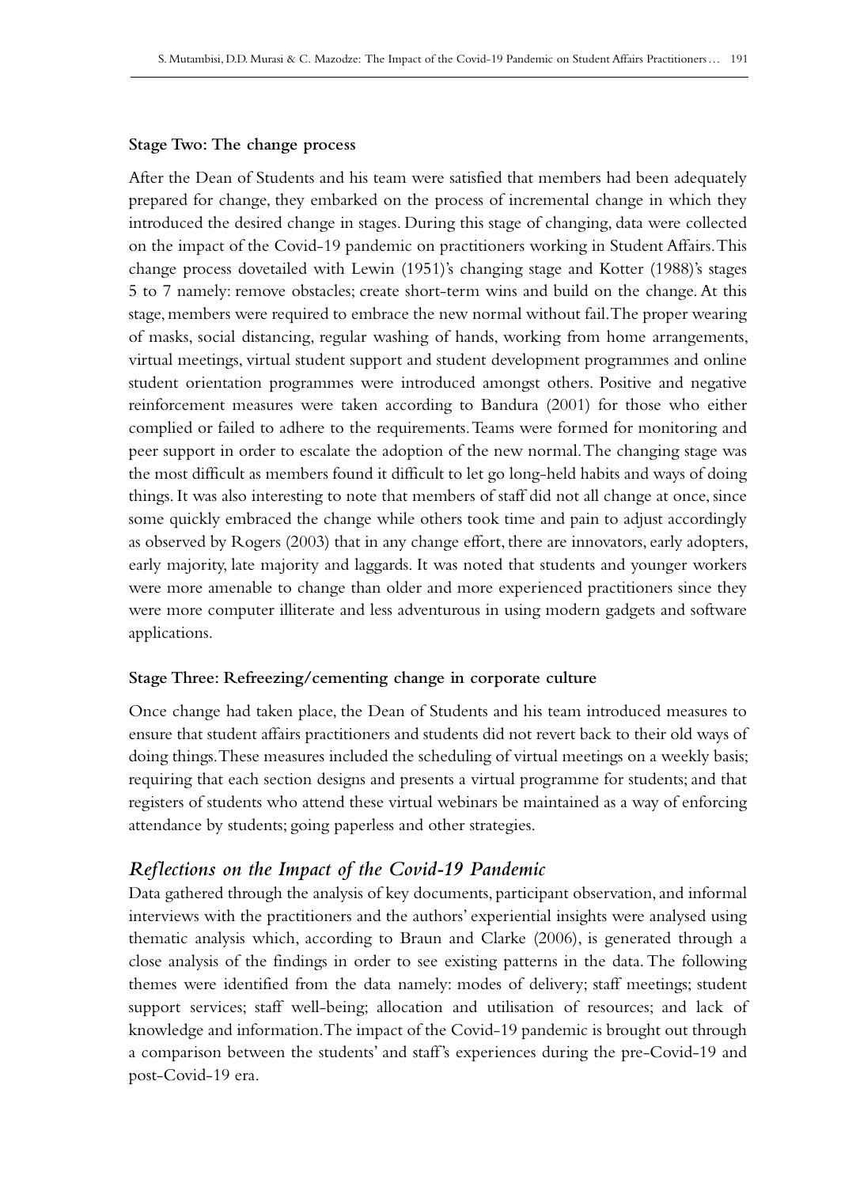**Stage Two: The change process**

After the Dean of Students and his team were satisfied that members had been adequately prepared for change, they embarked on the process of incremental change in which they introduced the desired change in stages. During this stage of changing, data were collected on the impact of the Covid-19 pandemic on practitioners working in Student Affairs. This change process dovetailed with Lewin (1951)'s changing stage and Kotter (1988)'s stages 5 to 7 namely: remove obstacles; create short-term wins and build on the change. At this stage, members were required to embrace the new normal without fail. The proper wearing of masks, social distancing, regular washing of hands, working from home arrangements, virtual meetings, virtual student support and student development programmes and online student orientation programmes were introduced amongst others. Positive and negative reinforcement measures were taken according to Bandura (2001) for those who either complied or failed to adhere to the requirements. Teams were formed for monitoring and peer support in order to escalate the adoption of the new normal. The changing stage was the most difficult as members found it difficult to let go long-held habits and ways of doing things. It was also interesting to note that members of staff did not all change at once, since some quickly embraced the change while others took time and pain to adjust accordingly as observed by Rogers (2003) that in any change effort, there are innovators, early adopters, early majority, late majority and laggards. It was noted that students and younger workers were more amenable to change than older and more experienced practitioners since they were more computer illiterate and less adventurous in using modern gadgets and software applications.

**Stage Three: Refreezing/cementing change in corporate culture**

Once change had taken place, the Dean of Students and his team introduced measures to ensure that student affairs practitioners and students did not revert back to their old ways of doing things. These measures included the scheduling of virtual meetings on a weekly basis; requiring that each section designs and presents a virtual programme for students; and that registers of students who attend these virtual webinars be maintained as a way of enforcing attendance by students; going paperless and other strategies.

## *Reflections on the Impact of the Covid-19 Pandemic*

Data gathered through the analysis of key documents, participant observation, and informal interviews with the practitioners and the authors' experiential insights were analysed using thematic analysis which, according to Braun and Clarke (2006), is generated through a close analysis of the findings in order to see existing patterns in the data. The following themes were identified from the data namely: modes of delivery; staff meetings; student support services; staff well-being; allocation and utilisation of resources; and lack of knowledge and information. The impact of the Covid-19 pandemic is brought out through a comparison between the students' and staff's experiences during the pre-Covid-19 and post-Covid-19 era.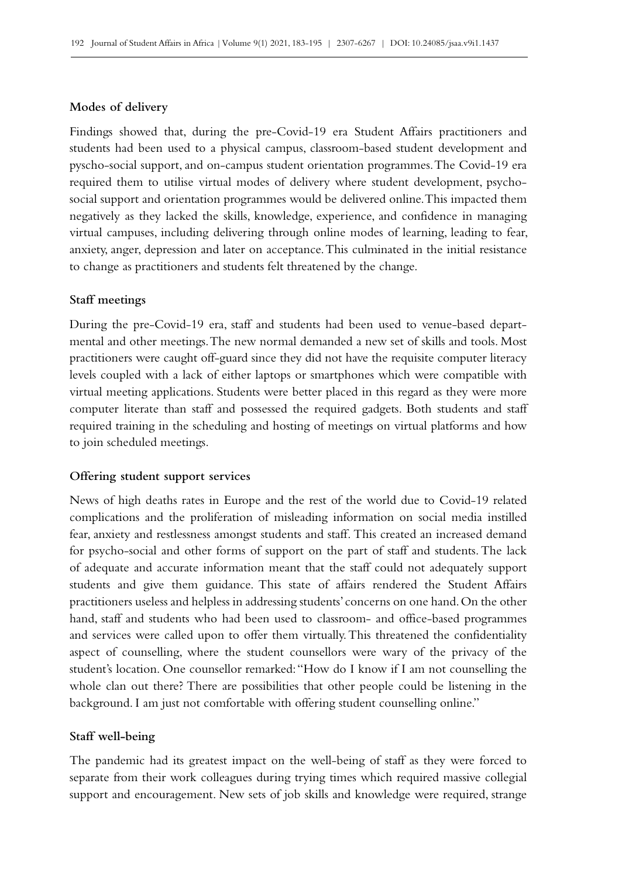### Modes of delivery

Findings showed that, during the pre-Covid-19 era Student Affairs practitioners and students had been used to a physical campus, classroom-based student development and pyscho-social support, and on-campus student orientation programmes. The Covid-19 era required them to utilise virtual modes of delivery where student development, psycho-social support and orientation programmes would be delivered online. This impacted them negatively as they lacked the skills, knowledge, experience, and confidence in managing virtual campuses, including delivering through online modes of learning, leading to fear, anxiety, anger, depression and later on acceptance. This culminated in the initial resistance to change as practitioners and students felt threatened by the change.

### Staff meetings

During the pre-Covid-19 era, staff and students had been used to venue-based departmental and other meetings. The new normal demanded a new set of skills and tools. Most practitioners were caught off-guard since they did not have the requisite computer literacy levels coupled with a lack of either laptops or smartphones which were compatible with virtual meeting applications. Students were better placed in this regard as they were more computer literate than staff and possessed the required gadgets. Both students and staff required training in the scheduling and hosting of meetings on virtual platforms and how to join scheduled meetings.

### Offering student support services

News of high deaths rates in Europe and the rest of the world due to Covid-19 related complications and the proliferation of misleading information on social media instilled fear, anxiety and restlessness amongst students and staff. This created an increased demand for psycho-social and other forms of support on the part of staff and students. The lack of adequate and accurate information meant that the staff could not adequately support students and give them guidance. This state of affairs rendered the Student Affairs practitioners useless and helpless in addressing students' concerns on one hand. On the other hand, staff and students who had been used to classroom- and office-based programmes and services were called upon to offer them virtually. This threatened the confidentiality aspect of counselling, where the student counsellors were wary of the privacy of the student's location. One counsellor remarked: "How do I know if I am not counselling the whole clan out there? There are possibilities that other people could be listening in the background. I am just not comfortable with offering student counselling online."

### Staff well-being

The pandemic had its greatest impact on the well-being of staff as they were forced to separate from their work colleagues during trying times which required massive collegial support and encouragement. New sets of job skills and knowledge were required, strange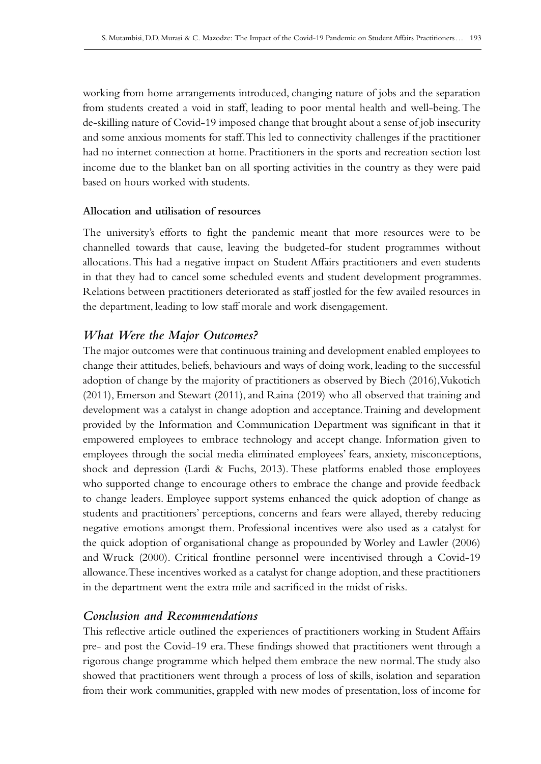working from home arrangements introduced, changing nature of jobs and the separation from students created a void in staff, leading to poor mental health and well-being. The de-skilling nature of Covid-19 imposed change that brought about a sense of job insecurity and some anxious moments for staff. This led to connectivity challenges if the practitioner had no internet connection at home. Practitioners in the sports and recreation section lost income due to the blanket ban on all sporting activities in the country as they were paid based on hours worked with students.

#### Allocation and utilisation of resources

The university's efforts to fight the pandemic meant that more resources were to be channelled towards that cause, leaving the budgeted-for student programmes without allocations. This had a negative impact on Student Affairs practitioners and even students in that they had to cancel some scheduled events and student development programmes. Relations between practitioners deteriorated as staff jostled for the few availed resources in the department, leading to low staff morale and work disengagement.

### *What Were the Major Outcomes?*

The major outcomes were that continuous training and development enabled employees to change their attitudes, beliefs, behaviours and ways of doing work, leading to the successful adoption of change by the majority of practitioners as observed by Biech (2016), Vukotich (2011), Emerson and Stewart (2011), and Raina (2019) who all observed that training and development was a catalyst in change adoption and acceptance. Training and development provided by the Information and Communication Department was significant in that it empowered employees to embrace technology and accept change. Information given to employees through the social media eliminated employees' fears, anxiety, misconceptions, shock and depression (Lardi & Fuchs, 2013). These platforms enabled those employees who supported change to encourage others to embrace the change and provide feedback to change leaders. Employee support systems enhanced the quick adoption of change as students and practitioners' perceptions, concerns and fears were allayed, thereby reducing negative emotions amongst them. Professional incentives were also used as a catalyst for the quick adoption of organisational change as propounded by Worley and Lawler (2006) and Wruck (2000). Critical frontline personnel were incentivised through a Covid-19 allowance. These incentives worked as a catalyst for change adoption, and these practitioners in the department went the extra mile and sacrificed in the midst of risks.

### *Conclusion and Recommendations*

This reflective article outlined the experiences of practitioners working in Student Affairs pre- and post the Covid-19 era. These findings showed that practitioners went through a rigorous change programme which helped them embrace the new normal. The study also showed that practitioners went through a process of loss of skills, isolation and separation from their work communities, grappled with new modes of presentation, loss of income for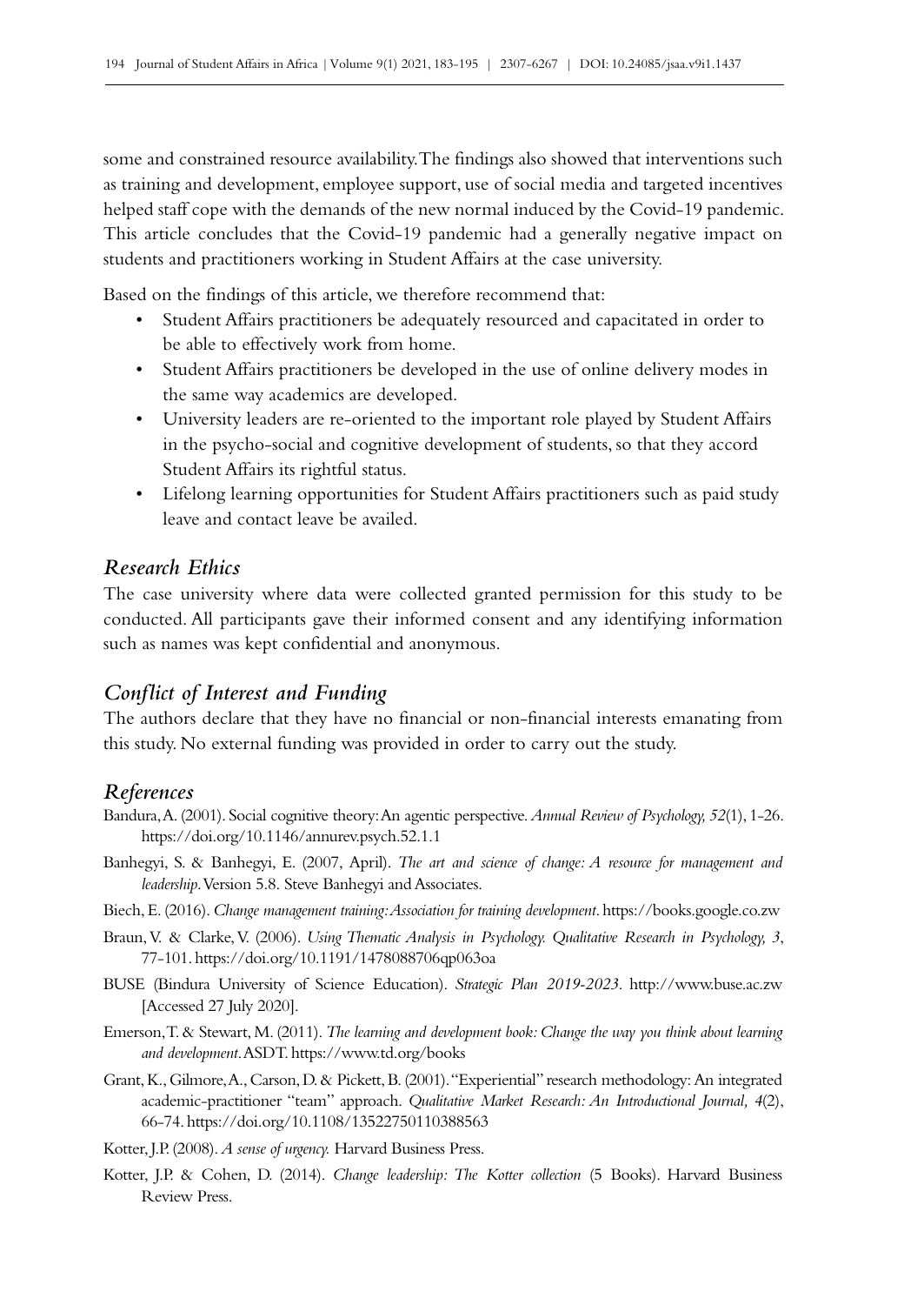some and constrained resource availability. The findings also showed that interventions such as training and development, employee support, use of social media and targeted incentives helped staff cope with the demands of the new normal induced by the Covid-19 pandemic. This article concludes that the Covid-19 pandemic had a generally negative impact on students and practitioners working in Student Affairs at the case university.

Based on the findings of this article, we therefore recommend that:

- Student Affairs practitioners be adequately resourced and capacitated in order to be able to effectively work from home.
- Student Affairs practitioners be developed in the use of online delivery modes in the same way academics are developed.
- University leaders are re-oriented to the important role played by Student Affairs in the psycho-social and cognitive development of students, so that they accord Student Affairs its rightful status.
- Lifelong learning opportunities for Student Affairs practitioners such as paid study leave and contact leave be availed.

## *Research Ethics*

The case university where data were collected granted permission for this study to be conducted. All participants gave their informed consent and any identifying information such as names was kept confidential and anonymous.

## *Conflict of Interest and Funding*

The authors declare that they have no financial or non-financial interests emanating from this study. No external funding was provided in order to carry out the study.

## *References*

Bandura, A. (2001). Social cognitive theory: An agentic perspective. *Annual Review of Psychology, 52*(1), 1-26. https://doi.org/10.1146/annurev.psych.52.1.1

Banhegyi, S. & Banhegyi, E. (2007, April). *The art and science of change: A resource for management and leadership.* Version 5.8. Steve Banhegyi and Associates.

Biech, E. (2016). *Change management training: Association for training development.* https://books.google.co.zw

Braun, V. & Clarke, V. (2006). *Using Thematic Analysis in Psychology. Qualitative Research in Psychology, 3*, 77-101. https://doi.org/10.1191/1478088706qp063oa

BUSE (Bindura University of Science Education). *Strategic Plan 2019-2023.* http://www.buse.ac.zw [Accessed 27 July 2020].

Emerson, T. & Stewart, M. (2011). *The learning and development book: Change the way you think about learning and development.* ASDT. https://www.td.org/books

Grant, K., Gilmore, A., Carson, D. & Pickett, B. (2001). "Experiential" research methodology: An integrated academic-practitioner "team" approach. *Qualitative Market Research: An Introductional Journal, 4*(2), 66-74. https://doi.org/10.1108/13522750110388563

Kotter, J.P. (2008). *A sense of urgency.* Harvard Business Press.

Kotter, J.P. & Cohen, D. (2014). *Change leadership: The Kotter collection* (5 Books). Harvard Business Review Press.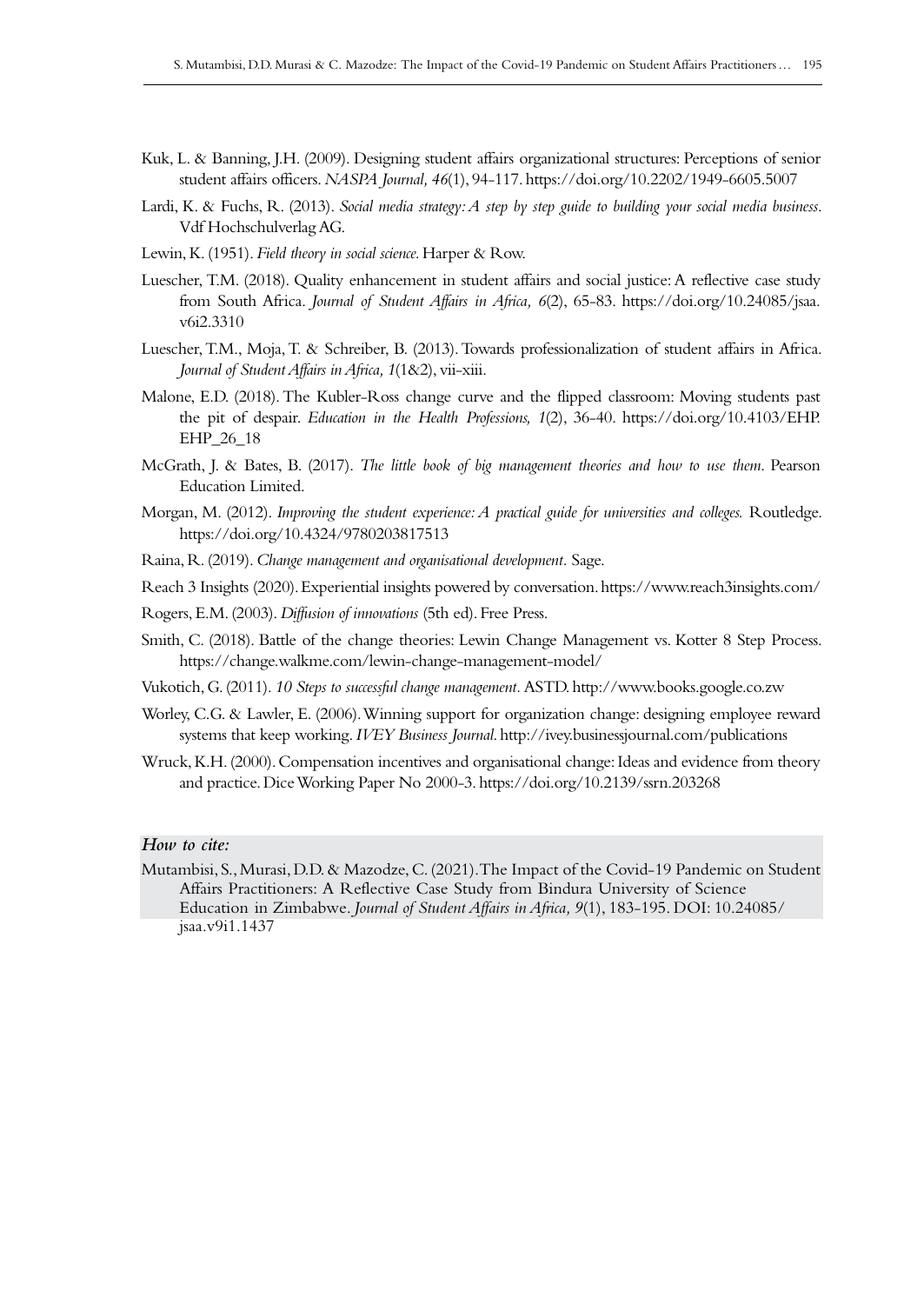Kuk, L. & Banning, J.H. (2009). Designing student affairs organizational structures: Perceptions of senior student affairs officers. *NASPA Journal, 46*(1), 94-117. https://doi.org/10.2202/1949-6605.5007

Lardi, K. & Fuchs, R. (2013). *Social media strategy: A step by step guide to building your social media business*. Vdf Hochschulverlag AG.

Lewin, K. (1951). *Field theory in social science.* Harper & Row.

Luescher, T.M. (2018). Quality enhancement in student affairs and social justice: A reflective case study from South Africa. *Journal of Student Affairs in Africa, 6*(2), 65-83. https://doi.org/10.24085/jsaa.v6i2.3310

Luescher, T.M., Moja, T. & Schreiber, B. (2013). Towards professionalization of student affairs in Africa. *Journal of Student Affairs in Africa, 1*(1&2), vii-xiii.

Malone, E.D. (2018). The Kubler-Ross change curve and the flipped classroom: Moving students past the pit of despair. *Education in the Health Professions, 1*(2), 36-40. https://doi.org/10.4103/EHP.EHP_26_18

McGrath, J. & Bates, B. (2017). *The little book of big management theories and how to use them*. Pearson Education Limited.

Morgan, M. (2012). *Improving the student experience: A practical guide for universities and colleges.* Routledge. https://doi.org/10.4324/9780203817513

Raina, R. (2019). *Change management and organisational development.* Sage.

Reach 3 Insights (2020). Experiential insights powered by conversation. https://www.reach3insights.com/

Rogers, E.M. (2003). *Diffusion of innovations* (5th ed). Free Press.

Smith, C. (2018). Battle of the change theories: Lewin Change Management vs. Kotter 8 Step Process. https://change.walkme.com/lewin-change-management-model/

Vukotich, G. (2011). *10 Steps to successful change management.* ASTD. http://www.books.google.co.zw

Worley, C.G. & Lawler, E. (2006). Winning support for organization change: designing employee reward systems that keep working. *IVEY Business Journal*. http://ivey.businessjournal.com/publications

Wruck, K.H. (2000). Compensation incentives and organisational change: Ideas and evidence from theory and practice. Dice Working Paper No 2000-3. https://doi.org/10.2139/ssrn.203268

***How to cite:***

Mutambisi, S., Murasi, D.D. & Mazodze, C. (2021). The Impact of the Covid-19 Pandemic on Student Affairs Practitioners: A Reflective Case Study from Bindura University of Science Education in Zimbabwe. *Journal of Student Affairs in Africa, 9*(1), 183-195. DOI: 10.24085/jsaa.v9i1.1437